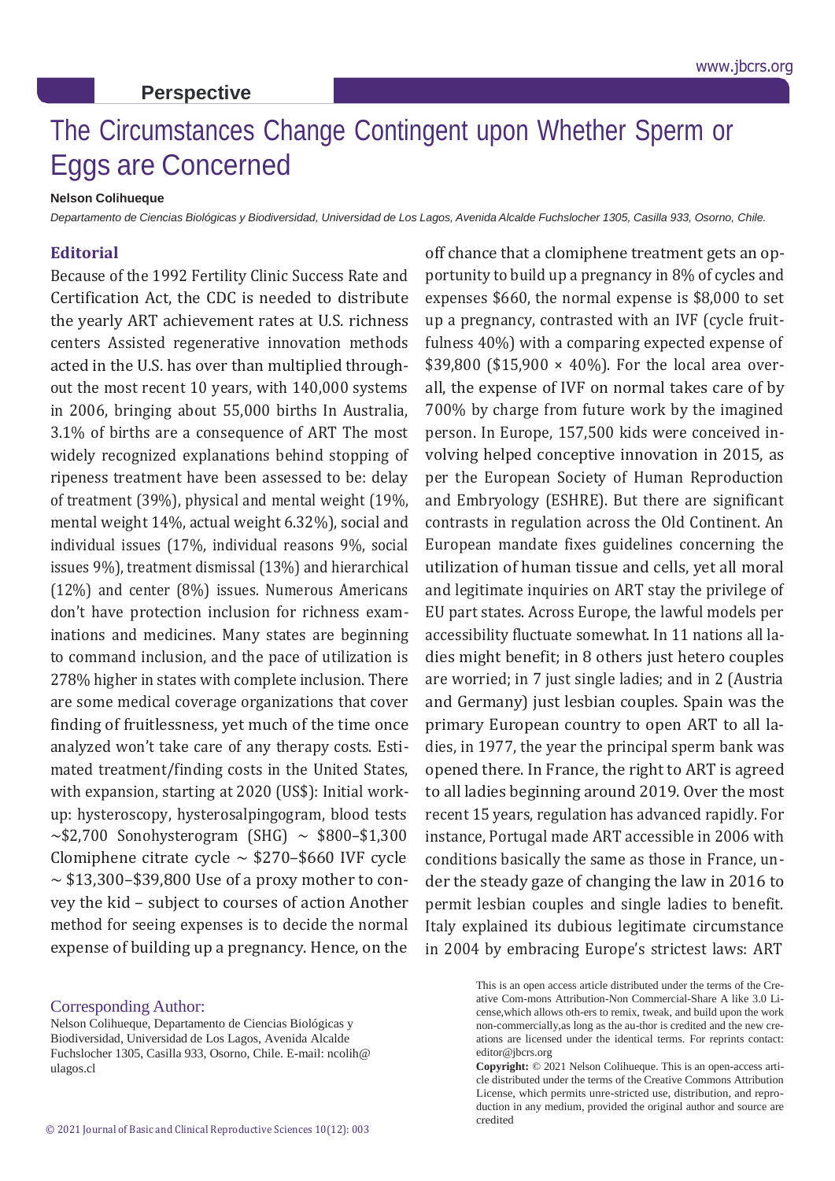Perspective

# The Circumstances Change Contingent upon Whether Sperm or Eggs are Concerned

**Nelson Colihueque**

*Departamento de Ciencias Biológicas y Biodiversidad, Universidad de Los Lagos, Avenida Alcalde Fuchslocher 1305, Casilla 933, Osorno, Chile.*

## Editorial

Because of the 1992 Fertility Clinic Success Rate and Certification Act, the CDC is needed to distribute the yearly ART achievement rates at U.S. richness centers Assisted regenerative innovation methods acted in the U.S. has over than multiplied throughout the most recent 10 years, with 140,000 systems in 2006, bringing about 55,000 births In Australia, 3.1% of births are a consequence of ART The most widely recognized explanations behind stopping of ripeness treatment have been assessed to be: delay of treatment (39%), physical and mental weight (19%, mental weight 14%, actual weight 6.32%), social and individual issues (17%, individual reasons 9%, social issues 9%), treatment dismissal (13%) and hierarchical (12%) and center (8%) issues. Numerous Americans don't have protection inclusion for richness examinations and medicines. Many states are beginning to command inclusion, and the pace of utilization is 278% higher in states with complete inclusion. There are some medical coverage organizations that cover finding of fruitlessness, yet much of the time once analyzed won't take care of any therapy costs. Estimated treatment/finding costs in the United States, with expansion, starting at 2020 (US$): Initial workup: hysteroscopy, hysterosalpingogram, blood tests ~$2,700 Sonohysterogram (SHG) ~ $800–$1,300 Clomiphene citrate cycle ~ $270–$660 IVF cycle ~ $13,300–$39,800 Use of a proxy mother to convey the kid – subject to courses of action Another method for seeing expenses is to decide the normal expense of building up a pregnancy. Hence, on the off chance that a clomiphene treatment gets an opportunity to build up a pregnancy in 8% of cycles and expenses $660, the normal expense is $8,000 to set up a pregnancy, contrasted with an IVF (cycle fruitfulness 40%) with a comparing expected expense of $39,800 ($15,900 × 40%). For the local area overall, the expense of IVF on normal takes care of by 700% by charge from future work by the imagined person. In Europe, 157,500 kids were conceived involving helped conceptive innovation in 2015, as per the European Society of Human Reproduction and Embryology (ESHRE). But there are significant contrasts in regulation across the Old Continent. An European mandate fixes guidelines concerning the utilization of human tissue and cells, yet all moral and legitimate inquiries on ART stay the privilege of EU part states. Across Europe, the lawful models per accessibility fluctuate somewhat. In 11 nations all ladies might benefit; in 8 others just hetero couples are worried; in 7 just single ladies; and in 2 (Austria and Germany) just lesbian couples. Spain was the primary European country to open ART to all ladies, in 1977, the year the principal sperm bank was opened there. In France, the right to ART is agreed to all ladies beginning around 2019. Over the most recent 15 years, regulation has advanced rapidly. For instance, Portugal made ART accessible in 2006 with conditions basically the same as those in France, under the steady gaze of changing the law in 2016 to permit lesbian couples and single ladies to benefit. Italy explained its dubious legitimate circumstance in 2004 by embracing Europe's strictest laws: ART

Corresponding Author:

Nelson Colihueque, Departamento de Ciencias Biológicas y Biodiversidad, Universidad de Los Lagos, Avenida Alcalde Fuchslocher 1305, Casilla 933, Osorno, Chile. E-mail: ncolih@ulagos.cl

This is an open access article distributed under the terms of the Creative Com-mons Attribution-Non Commercial-Share A like 3.0 License,which allows oth-ers to remix, tweak, and build upon the work non-commercially,as long as the au-thor is credited and the new creations are licensed under the identical terms. For reprints contact: editor@jbcrs.org

**Copyright:** © 2021 Nelson Colihueque. This is an open-access article distributed under the terms of the Creative Commons Attribution License, which permits unre-stricted use, distribution, and reproduction in any medium, provided the original author and source are credited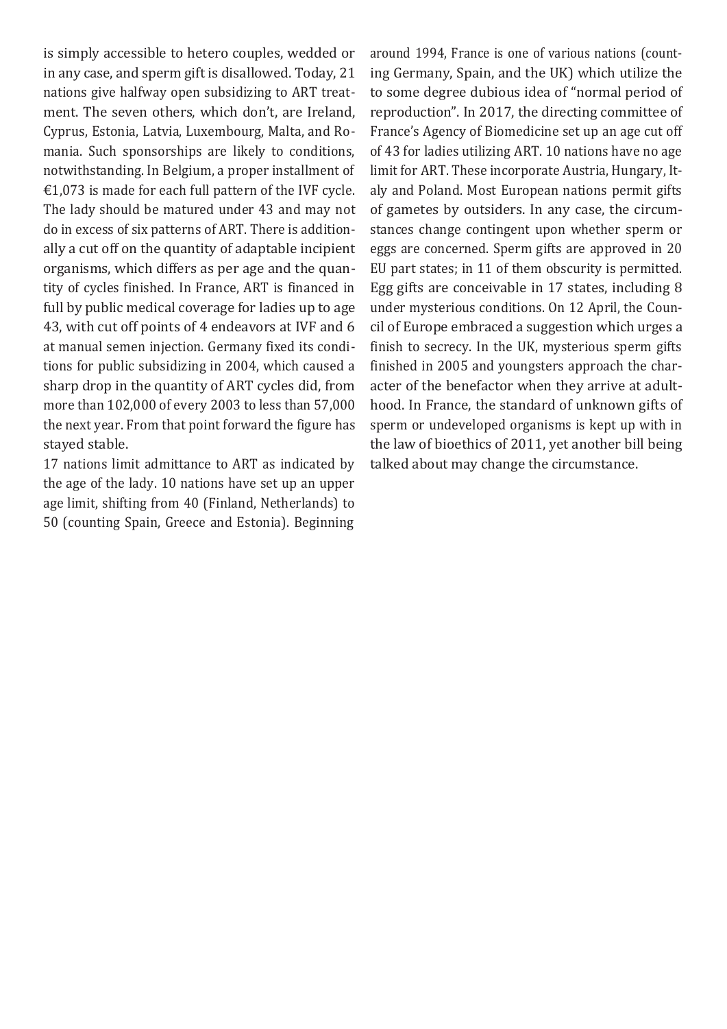is simply accessible to hetero couples, wedded or in any case, and sperm gift is disallowed. Today, 21 nations give halfway open subsidizing to ART treatment. The seven others, which don't, are Ireland, Cyprus, Estonia, Latvia, Luxembourg, Malta, and Romania. Such sponsorships are likely to conditions, notwithstanding. In Belgium, a proper installment of €1,073 is made for each full pattern of the IVF cycle. The lady should be matured under 43 and may not do in excess of six patterns of ART. There is additionally a cut off on the quantity of adaptable incipient organisms, which differs as per age and the quantity of cycles finished. In France, ART is financed in full by public medical coverage for ladies up to age 43, with cut off points of 4 endeavors at IVF and 6 at manual semen injection. Germany fixed its conditions for public subsidizing in 2004, which caused a sharp drop in the quantity of ART cycles did, from more than 102,000 of every 2003 to less than 57,000 the next year. From that point forward the figure has stayed stable.

17 nations limit admittance to ART as indicated by the age of the lady. 10 nations have set up an upper age limit, shifting from 40 (Finland, Netherlands) to 50 (counting Spain, Greece and Estonia). Beginning around 1994, France is one of various nations (counting Germany, Spain, and the UK) which utilize the to some degree dubious idea of "normal period of reproduction". In 2017, the directing committee of France's Agency of Biomedicine set up an age cut off of 43 for ladies utilizing ART. 10 nations have no age limit for ART. These incorporate Austria, Hungary, Italy and Poland. Most European nations permit gifts of gametes by outsiders. In any case, the circumstances change contingent upon whether sperm or eggs are concerned. Sperm gifts are approved in 20 EU part states; in 11 of them obscurity is permitted. Egg gifts are conceivable in 17 states, including 8 under mysterious conditions. On 12 April, the Council of Europe embraced a suggestion which urges a finish to secrecy. In the UK, mysterious sperm gifts finished in 2005 and youngsters approach the character of the benefactor when they arrive at adulthood. In France, the standard of unknown gifts of sperm or undeveloped organisms is kept up with in the law of bioethics of 2011, yet another bill being talked about may change the circumstance.